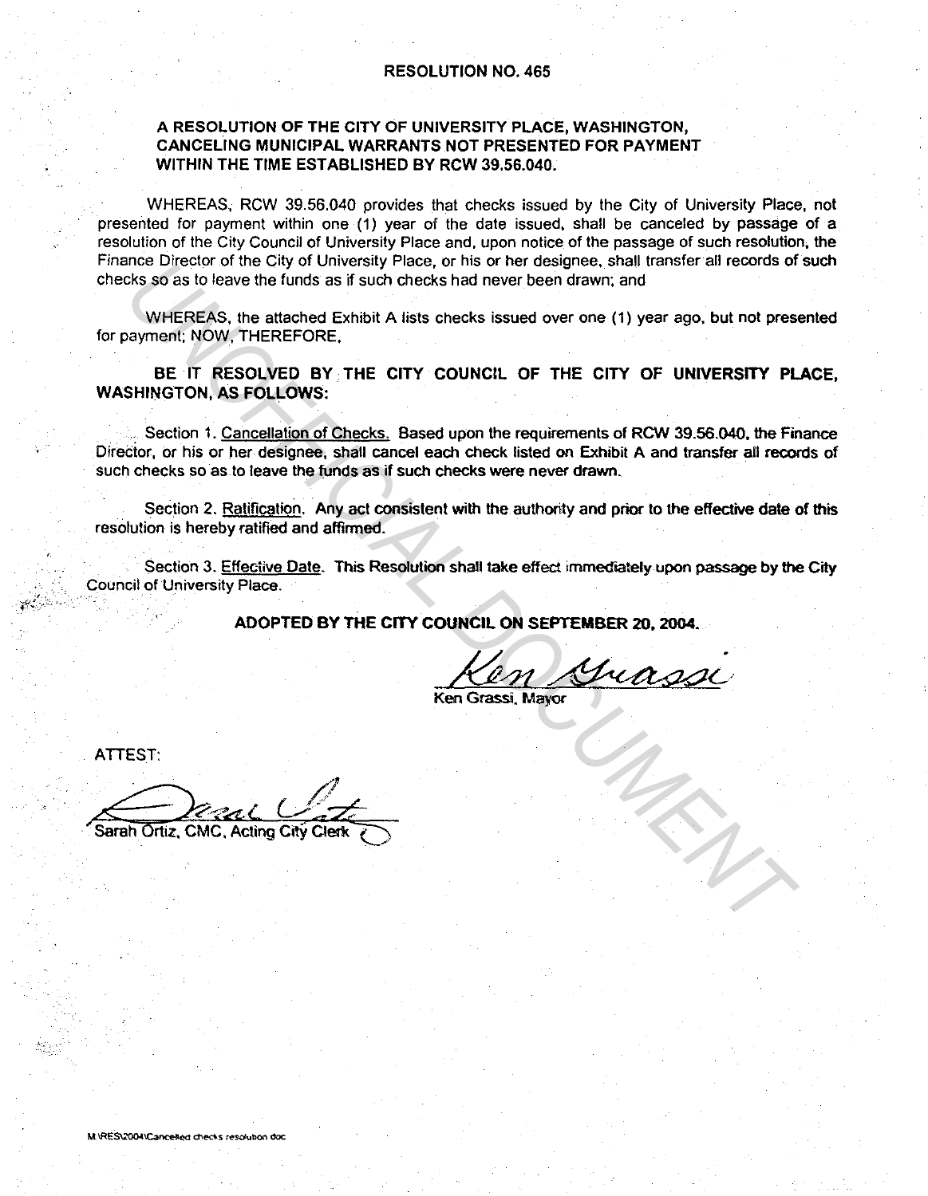# RESOLUTION NO. 465

**A RESOLUTION OF THE CITY OF UNIVERSITY PLACE, WASHINGTON, CANCELING MUNICIPAL WARRANTS NOT PRESENTED FOR PAYMENT WITHIN THE TIME ESTABLISHED BY RCW 39.56.040.**

WHEREAS, RCW 39.56.040 provides that checks issued by the City of University Place, not presented for payment within one (1) year of the date issued, shall be canceled by passage of a resolution of the City Council of University Place and, upon notice of the passage of such resolution, the Finance Director of the City of University Place, or his or her designee, shall transfer all records of such checks so as to leave the funds as if such checks had never been drawn; and

WHEREAS, the attached Exhibit A lists checks issued over one (1) year ago, but not presented for payment; NOW, THEREFORE,

**BE IT RESOLVED BY THE CITY COUNCIL OF THE CITY OF UNIVERSITY PLACE, WASHINGTON, AS FOLLOWS:**

Section 1. Cancellation of Checks. Based upon the requirements of RCW 39.56.040, the Finance Director, or his or her designee, shall cancel each check listed on Exhibit A and transfer all records of such checks so as to leave the funds as if such checks were never drawn.

Section 2. Ratification. Any act consistent with the authority and prior to the effective date of this resolution is hereby ratified and affirmed.

Section 3. Effective Date. This Resolution shall take effect immediately upon passage by the City Council of University Place.

**ADOPTED BY THE CITY COUNCIL ON SEPTEMBER 20, 2004.**

Ken Grassi, Mayor

ATTEST:

Sarah Ortiz, CMC, Acting City Clerk

M:\RES\2004\Cancelled checks resolution doc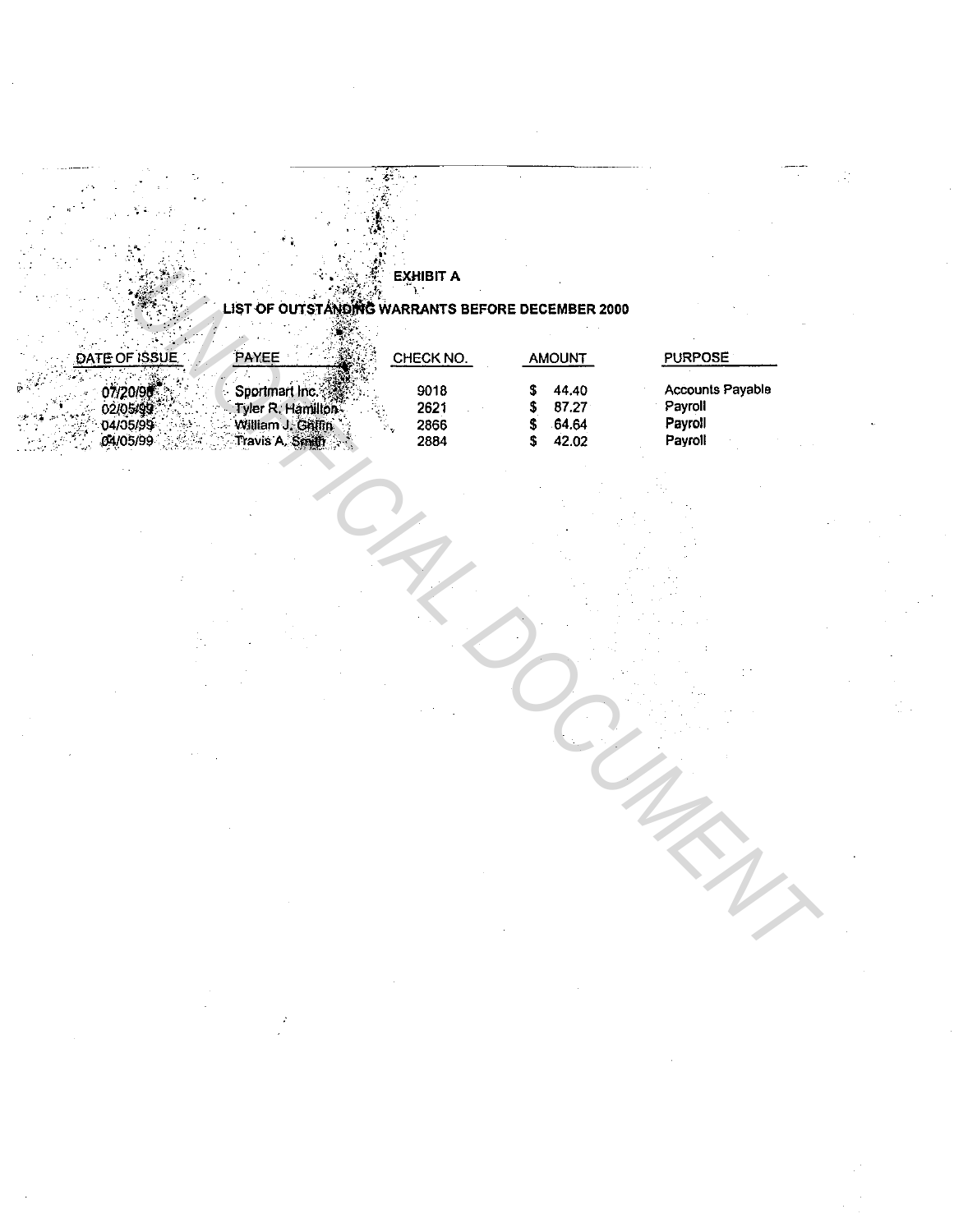# EXHIBIT A

## LIST OF OUTSTANDING WARRANTS BEFORE DECEMBER 2000

| DATE OF ISSUE | PAYEE | CHECK NO. | AMOUNT | PURPOSE |
|---|---|---|---|---|
| 07/20/98 | Sportmart Inc. | 9018 | $ 44.40 | Accounts Payable |
| 02/05/99 | Tyler R. Hamilton | 2621 | $ 87.27 | Payroll |
| 04/05/99 | William J. Griffin | 2866 | $ 64.64 | Payroll |
| 04/05/99 | Travis A. Smith | 2884 | $ 42.02 | Payroll |